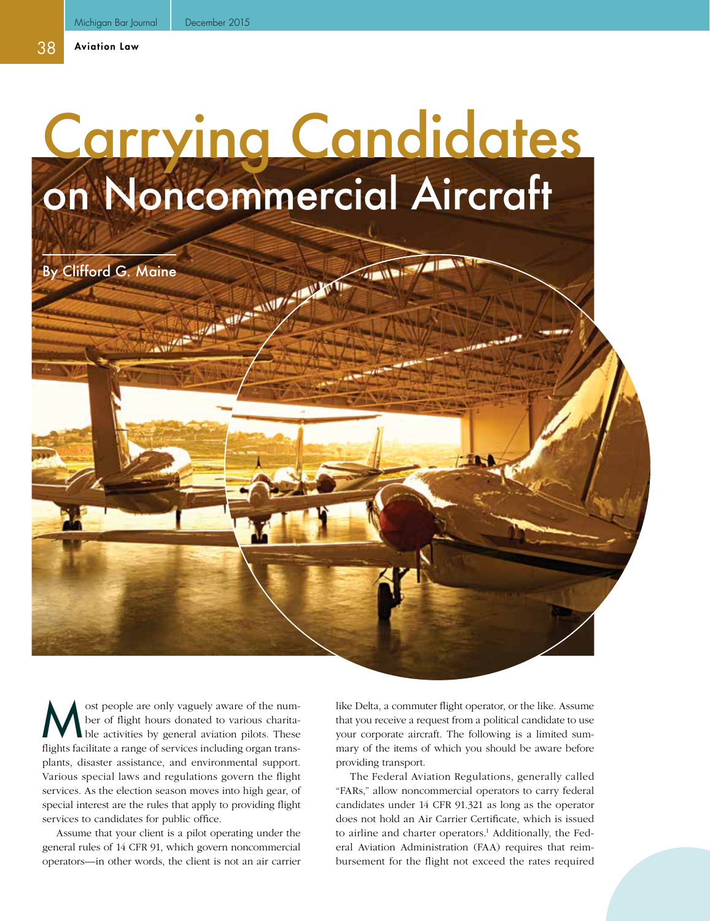# Carrying Candidates on Noncommercial Aircraft

By Clifford G. Maine

Most people are only vaguely aware of the number of flight hours donated to various charitable activities by general aviation pilots. These flights facilitate a range of services including organ transplants, disaster assistance, and environmental support. Various special laws and regulations govern the flight services. As the election season moves into high gear, of special interest are the rules that apply to providing flight services to candidates for public office.

Assume that your client is a pilot operating under the general rules of 14 CFR 91, which govern noncommercial operators—in other words, the client is not an air carrier like Delta, a commuter flight operator, or the like. Assume that you receive a request from a political candidate to use your corporate aircraft. The following is a limited summary of the items of which you should be aware before providing transport.

The Federal Aviation Regulations, generally called "FARs," allow noncommercial operators to carry federal candidates under 14 CFR 91.321 as long as the operator does not hold an Air Carrier Certificate, which is issued to airline and charter operators.[1] Additionally, the Federal Aviation Administration (FAA) requires that reimbursement for the flight not exceed the rates required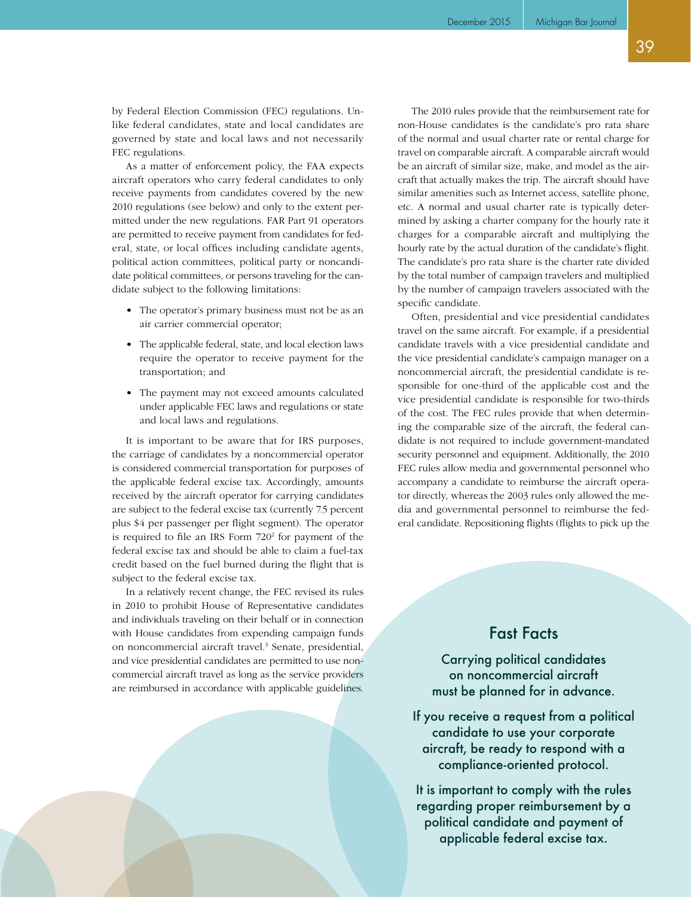by Federal Election Commission (FEC) regulations. Unlike federal candidates, state and local candidates are governed by state and local laws and not necessarily FEC regulations.

As a matter of enforcement policy, the FAA expects aircraft operators who carry federal candidates to only receive payments from candidates covered by the new 2010 regulations (see below) and only to the extent permitted under the new regulations. FAR Part 91 operators are permitted to receive payment from candidates for federal, state, or local offices including candidate agents, political action committees, political party or noncandidate political committees, or persons traveling for the candidate subject to the following limitations:

- The operator's primary business must not be as an air carrier commercial operator;
- The applicable federal, state, and local election laws require the operator to receive payment for the transportation; and
- The payment may not exceed amounts calculated under applicable FEC laws and regulations or state and local laws and regulations.

It is important to be aware that for IRS purposes, the carriage of candidates by a noncommercial operator is considered commercial transportation for purposes of the applicable federal excise tax. Accordingly, amounts received by the aircraft operator for carrying candidates are subject to the federal excise tax (currently 7.5 percent plus $4 per passenger per flight segment). The operator is required to file an IRS Form 720[2] for payment of the federal excise tax and should be able to claim a fuel-tax credit based on the fuel burned during the flight that is subject to the federal excise tax.

In a relatively recent change, the FEC revised its rules in 2010 to prohibit House of Representative candidates and individuals traveling on their behalf or in connection with House candidates from expending campaign funds on noncommercial aircraft travel.[3] Senate, presidential, and vice presidential candidates are permitted to use noncommercial aircraft travel as long as the service providers are reimbursed in accordance with applicable guidelines.

The 2010 rules provide that the reimbursement rate for non-House candidates is the candidate's pro rata share of the normal and usual charter rate or rental charge for travel on comparable aircraft. A comparable aircraft would be an aircraft of similar size, make, and model as the aircraft that actually makes the trip. The aircraft should have similar amenities such as Internet access, satellite phone, etc. A normal and usual charter rate is typically determined by asking a charter company for the hourly rate it charges for a comparable aircraft and multiplying the hourly rate by the actual duration of the candidate's flight. The candidate's pro rata share is the charter rate divided by the total number of campaign travelers and multiplied by the number of campaign travelers associated with the specific candidate.

Often, presidential and vice presidential candidates travel on the same aircraft. For example, if a presidential candidate travels with a vice presidential candidate and the vice presidential candidate's campaign manager on a noncommercial aircraft, the presidential candidate is responsible for one-third of the applicable cost and the vice presidential candidate is responsible for two-thirds of the cost. The FEC rules provide that when determining the comparable size of the aircraft, the federal candidate is not required to include government-mandated security personnel and equipment. Additionally, the 2010 FEC rules allow media and governmental personnel who accompany a candidate to reimburse the aircraft operator directly, whereas the 2003 rules only allowed the media and governmental personnel to reimburse the federal candidate. Repositioning flights (flights to pick up the

## Fast Facts

Carrying political candidates on noncommercial aircraft must be planned for in advance.

If you receive a request from a political candidate to use your corporate aircraft, be ready to respond with a compliance-oriented protocol.

It is important to comply with the rules regarding proper reimbursement by a political candidate and payment of applicable federal excise tax.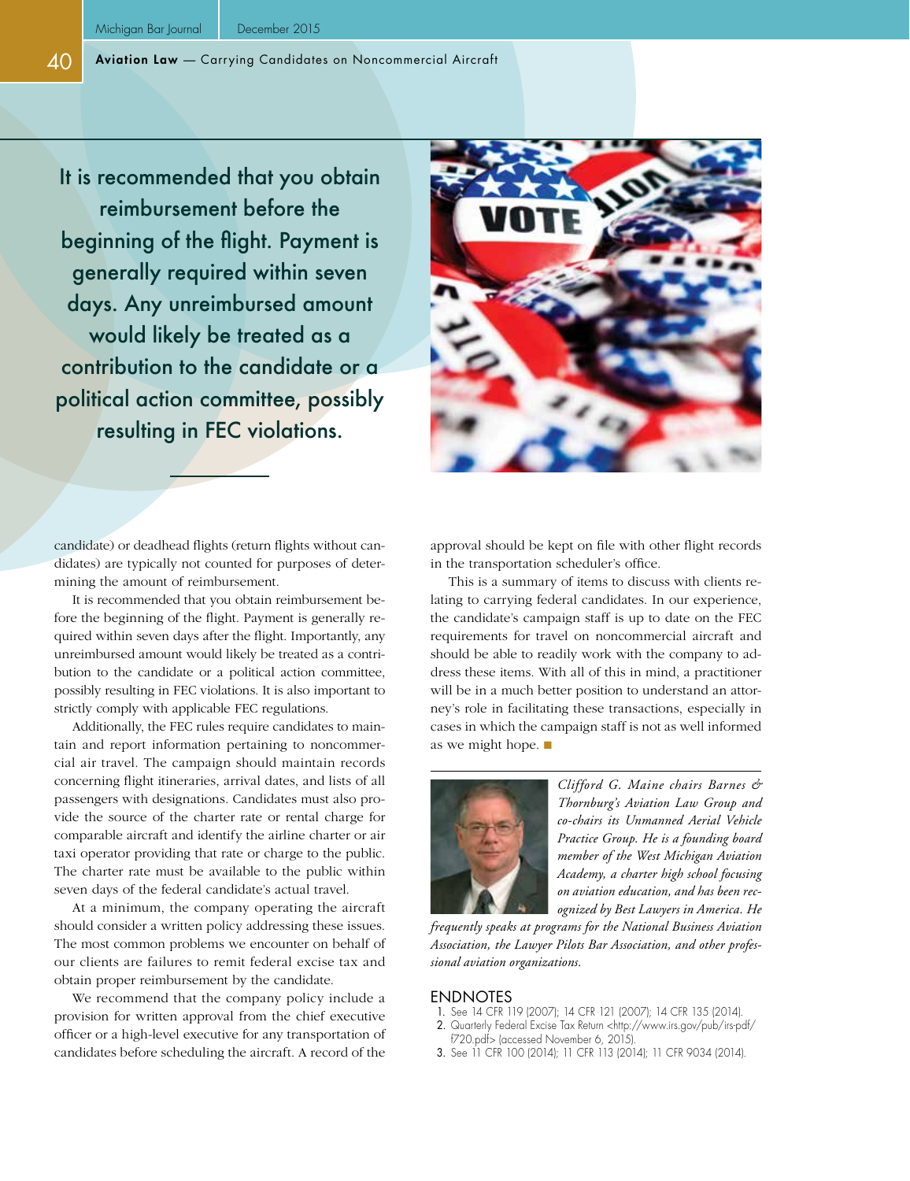It is recommended that you obtain reimbursement before the beginning of the flight. Payment is generally required within seven days. Any unreimbursed amount would likely be treated as a contribution to the candidate or a political action committee, possibly resulting in FEC violations.

candidate) or deadhead flights (return flights without candidates) are typically not counted for purposes of determining the amount of reimbursement.

It is recommended that you obtain reimbursement before the beginning of the flight. Payment is generally required within seven days after the flight. Importantly, any unreimbursed amount would likely be treated as a contribution to the candidate or a political action committee, possibly resulting in FEC violations. It is also important to strictly comply with applicable FEC regulations.

Additionally, the FEC rules require candidates to maintain and report information pertaining to noncommercial air travel. The campaign should maintain records concerning flight itineraries, arrival dates, and lists of all passengers with designations. Candidates must also provide the source of the charter rate or rental charge for comparable aircraft and identify the airline charter or air taxi operator providing that rate or charge to the public. The charter rate must be available to the public within seven days of the federal candidate's actual travel.

At a minimum, the company operating the aircraft should consider a written policy addressing these issues. The most common problems we encounter on behalf of our clients are failures to remit federal excise tax and obtain proper reimbursement by the candidate.

We recommend that the company policy include a provision for written approval from the chief executive officer or a high-level executive for any transportation of candidates before scheduling the aircraft. A record of the approval should be kept on file with other flight records in the transportation scheduler's office.

This is a summary of items to discuss with clients relating to carrying federal candidates. In our experience, the candidate's campaign staff is up to date on the FEC requirements for travel on noncommercial aircraft and should be able to readily work with the company to address these items. With all of this in mind, a practitioner will be in a much better position to understand an attorney's role in facilitating these transactions, especially in cases in which the campaign staff is not as well informed as we might hope. ■

*Clifford G. Maine chairs Barnes & Thornburg's Aviation Law Group and co-chairs its Unmanned Aerial Vehicle Practice Group. He is a founding board member of the West Michigan Aviation Academy, a charter high school focusing on aviation education, and has been recognized by Best Lawyers in America. He frequently speaks at programs for the National Business Aviation Association, the Lawyer Pilots Bar Association, and other professional aviation organizations.*

## ENDNOTES

1. See 14 CFR 119 (2007); 14 CFR 121 (2007); 14 CFR 135 (2014).
2. Quarterly Federal Excise Tax Return <http://www.irs.gov/pub/irs-pdf/f720.pdf> (accessed November 6, 2015).
3. See 11 CFR 100 (2014); 11 CFR 113 (2014); 11 CFR 9034 (2014).